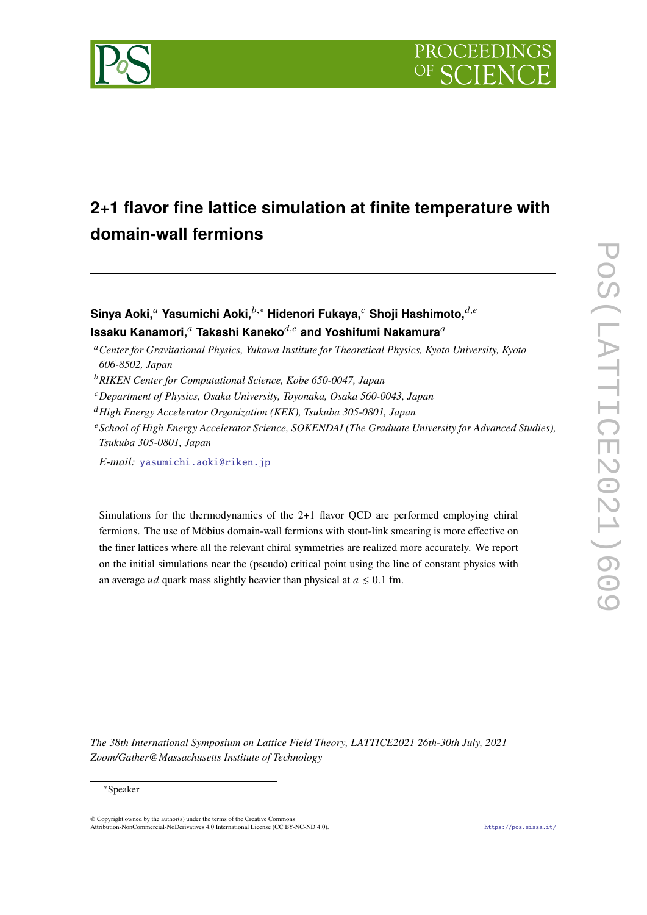# 2+1 flavor fine lattice simulation at finite temperature with domain-wall fermions

**Sinya Aoki,**[a] **Yasumichi Aoki,**[b,*] **Hidenori Fukaya,**[c] **Shoji Hashimoto,**[d,e] **Issaku Kanamori,**[a] **Takashi Kaneko**[d,e] **and Yoshifumi Nakamura**[a]

[a] *Center for Gravitational Physics, Yukawa Institute for Theoretical Physics, Kyoto University, Kyoto 606-8502, Japan*

[b] *RIKEN Center for Computational Science, Kobe 650-0047, Japan*

[c] *Department of Physics, Osaka University, Toyonaka, Osaka 560-0043, Japan*

[d] *High Energy Accelerator Organization (KEK), Tsukuba 305-0801, Japan*

[e] *School of High Energy Accelerator Science, SOKENDAI (The Graduate University for Advanced Studies), Tsukuba 305-0801, Japan*

*E-mail:* yasumichi.aoki@riken.jp

Simulations for the thermodynamics of the 2+1 flavor QCD are performed employing chiral fermions. The use of Möbius domain-wall fermions with stout-link smearing is more effective on the finer lattices where all the relevant chiral symmetries are realized more accurately. We report on the initial simulations near the (pseudo) critical point using the line of constant physics with an average $ud$ quark mass slightly heavier than physical at $a \lesssim 0.1$ fm.

*The 38th International Symposium on Lattice Field Theory, LATTICE2021 26th-30th July, 2021 Zoom/Gather@Massachusetts Institute of Technology*

*Speaker

© Copyright owned by the author(s) under the terms of the Creative Commons Attribution-NonCommercial-NoDerivatives 4.0 International License (CC BY-NC-ND 4.0).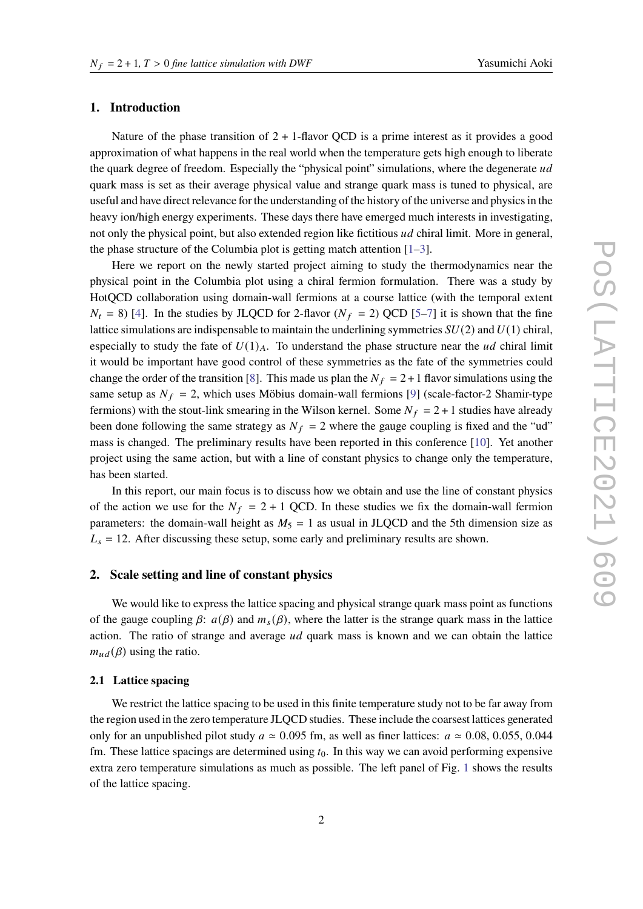## 1. Introduction

Nature of the phase transition of 2 + 1-flavor QCD is a prime interest as it provides a good approximation of what happens in the real world when the temperature gets high enough to liberate the quark degree of freedom. Especially the "physical point" simulations, where the degenerate *ud* quark mass is set as their average physical value and strange quark mass is tuned to physical, are useful and have direct relevance for the understanding of the history of the universe and physics in the heavy ion/high energy experiments. These days there have emerged much interests in investigating, not only the physical point, but also extended region like fictitious *ud* chiral limit. More in general, the phase structure of the Columbia plot is getting match attention [1–3].

Here we report on the newly started project aiming to study the thermodynamics near the physical point in the Columbia plot using a chiral fermion formulation. There was a study by HotQCD collaboration using domain-wall fermions at a course lattice (with the temporal extent $N_t = 8$) [4]. In the studies by JLQCD for 2-flavor ($N_f = 2$) QCD [5–7] it is shown that the fine lattice simulations are indispensable to maintain the underlining symmetries $SU(2)$ and $U(1)$ chiral, especially to study the fate of $U(1)_A$. To understand the phase structure near the *ud* chiral limit it would be important have good control of these symmetries as the fate of the symmetries could change the order of the transition [8]. This made us plan the $N_f = 2+1$ flavor simulations using the same setup as $N_f = 2$, which uses Möbius domain-wall fermions [9] (scale-factor-2 Shamir-type fermions) with the stout-link smearing in the Wilson kernel. Some $N_f = 2+1$ studies have already been done following the same strategy as $N_f = 2$ where the gauge coupling is fixed and the "ud" mass is changed. The preliminary results have been reported in this conference [10]. Yet another project using the same action, but with a line of constant physics to change only the temperature, has been started.

In this report, our main focus is to discuss how we obtain and use the line of constant physics of the action we use for the $N_f = 2+1$ QCD. In these studies we fix the domain-wall fermion parameters: the domain-wall height as $M_5 = 1$ as usual in JLQCD and the 5th dimension size as $L_s = 12$. After discussing these setup, some early and preliminary results are shown.

## 2. Scale setting and line of constant physics

We would like to express the lattice spacing and physical strange quark mass point as functions of the gauge coupling $\beta$: $a(\beta)$ and $m_s(\beta)$, where the latter is the strange quark mass in the lattice action. The ratio of strange and average *ud* quark mass is known and we can obtain the lattice $m_{ud}(\beta)$ using the ratio.

### 2.1 Lattice spacing

We restrict the lattice spacing to be used in this finite temperature study not to be far away from the region used in the zero temperature JLQCD studies. These include the coarsest lattices generated only for an unpublished pilot study $a \simeq 0.095$ fm, as well as finer lattices: $a \simeq 0.08$, 0.055, 0.044 fm. These lattice spacings are determined using $t_0$. In this way we can avoid performing expensive extra zero temperature simulations as much as possible. The left panel of Fig. 1 shows the results of the lattice spacing.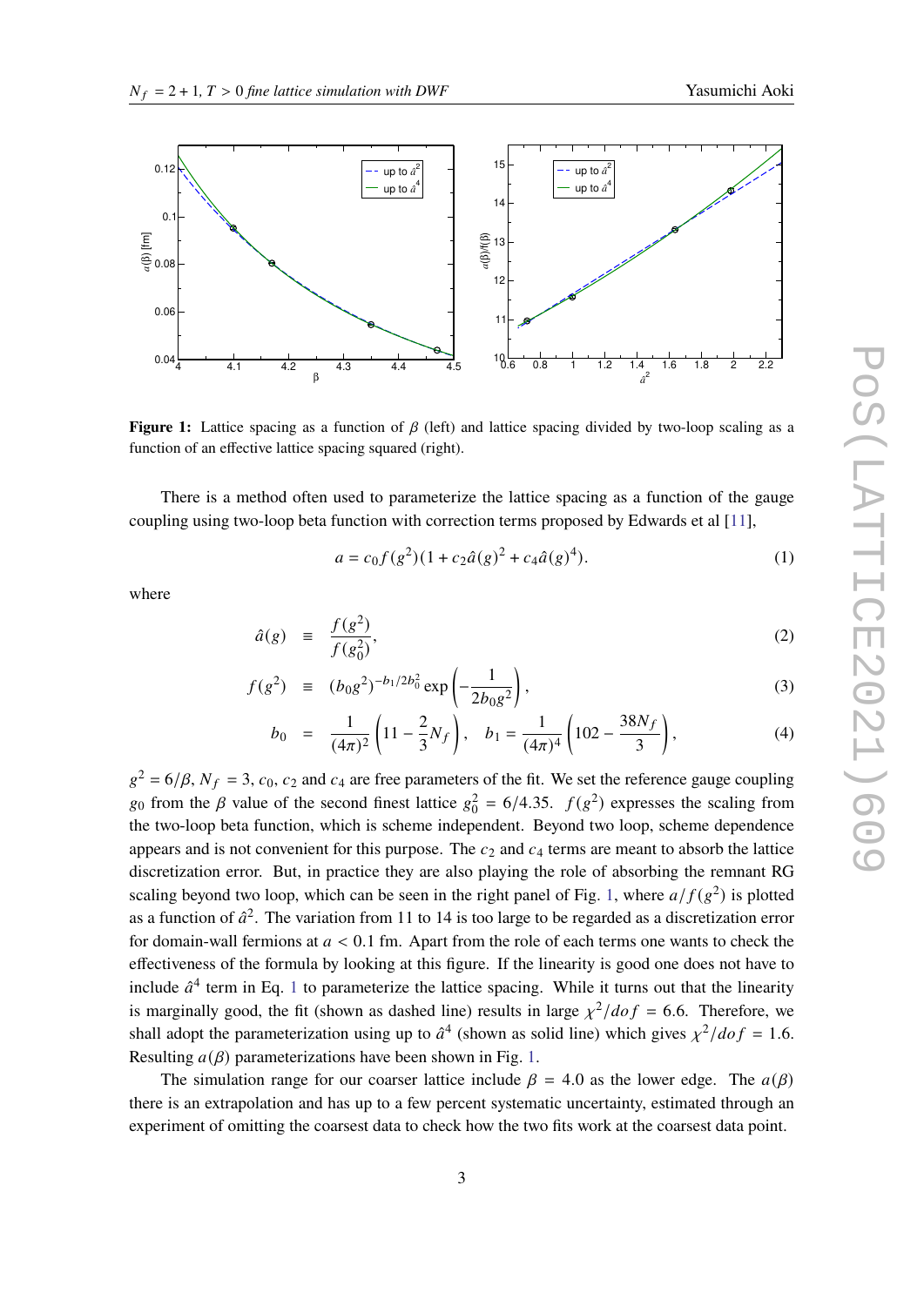**Figure 1:** Lattice spacing as a function of $\beta$ (left) and lattice spacing divided by two-loop scaling as a function of an effective lattice spacing squared (right).

There is a method often used to parameterize the lattice spacing as a function of the gauge coupling using two-loop beta function with correction terms proposed by Edwards et al [11],

$$a = c_0 f(g^2)(1 + c_2 \hat{a}(g)^2 + c_4 \hat{a}(g)^4). \tag{1}$$

where

$$\hat{a}(g) \equiv \frac{f(g^2)}{f(g_0^2)}, \tag{2}$$

$$f(g^2) \equiv (b_0 g^2)^{-b_1/2b_0^2} \exp\left(-\frac{1}{2b_0 g^2}\right), \tag{3}$$

$$b_0 = \frac{1}{(4\pi)^2}\left(11 - \frac{2}{3}N_f\right), \quad b_1 = \frac{1}{(4\pi)^4}\left(102 - \frac{38N_f}{3}\right), \tag{4}$$

$g^2 = 6/\beta$, $N_f = 3$, $c_0$, $c_2$ and $c_4$ are free parameters of the fit. We set the reference gauge coupling $g_0$ from the $\beta$ value of the second finest lattice $g_0^2 = 6/4.35$. $f(g^2)$ expresses the scaling from the two-loop beta function, which is scheme independent. Beyond two loop, scheme dependence appears and is not convenient for this purpose. The $c_2$ and $c_4$ terms are meant to absorb the lattice discretization error. But, in practice they are also playing the role of absorbing the remnant RG scaling beyond two loop, which can be seen in the right panel of Fig. 1, where $a/f(g^2)$ is plotted as a function of $\hat{a}^2$. The variation from 11 to 14 is too large to be regarded as a discretization error for domain-wall fermions at $a < 0.1$ fm. Apart from the role of each terms one wants to check the effectiveness of the formula by looking at this figure. If the linearity is good one does not have to include $\hat{a}^4$ term in Eq. 1 to parameterize the lattice spacing. While it turns out that the linearity is marginally good, the fit (shown as dashed line) results in large $\chi^2/dof = 6.6$. Therefore, we shall adopt the parameterization using up to $\hat{a}^4$ (shown as solid line) which gives $\chi^2/dof = 1.6$. Resulting $a(\beta)$ parameterizations have been shown in Fig. 1.

The simulation range for our coarser lattice include $\beta = 4.0$ as the lower edge. The $a(\beta)$ there is an extrapolation and has up to a few percent systematic uncertainty, estimated through an experiment of omitting the coarsest data to check how the two fits work at the coarsest data point.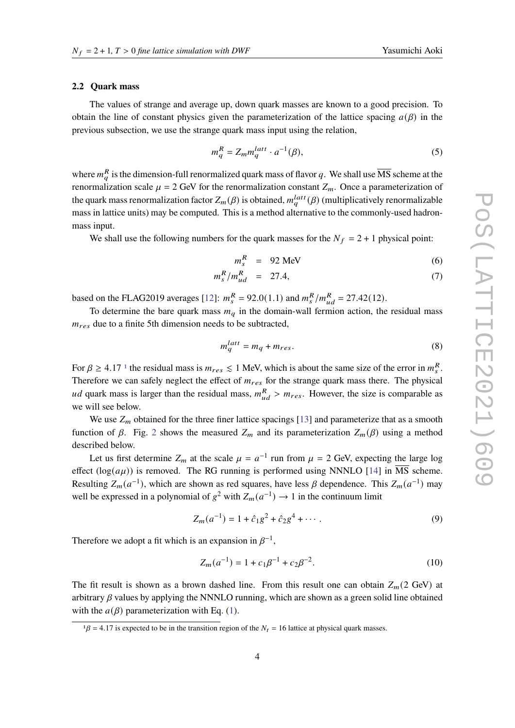### 2.2 Quark mass

The values of strange and average up, down quark masses are known to a good precision. To obtain the line of constant physics given the parameterization of the lattice spacing $a(\beta)$ in the previous subsection, we use the strange quark mass input using the relation,

$$m_q^R = Z_m m_q^{latt} \cdot a^{-1}(\beta), \tag{5}$$

where $m_q^R$ is the dimension-full renormalized quark mass of flavor $q$. We shall use $\overline{\text{MS}}$ scheme at the renormalization scale $\mu = 2$ GeV for the renormalization constant $Z_m$. Once a parameterization of the quark mass renormalization factor $Z_m(\beta)$ is obtained, $m_q^{latt}(\beta)$ (multiplicatively renormalizable mass in lattice units) may be computed. This is a method alternative to the commonly-used hadron-mass input.

We shall use the following numbers for the quark masses for the $N_f = 2+1$ physical point:

$$m_s^R = 92 \text{ MeV} \tag{6}$$

$$m_s^R / m_{ud}^R = 27.4, \tag{7}$$

based on the FLAG2019 averages [12]: $m_s^R = 92.0(1.1)$ and $m_s^R/m_{ud}^R = 27.42(12)$.

To determine the bare quark mass $m_q$ in the domain-wall fermion action, the residual mass $m_{res}$ due to a finite 5th dimension needs to be subtracted,

$$m_q^{latt} = m_q + m_{res}. \tag{8}$$

For $\beta \geq 4.17$ [1] the residual mass is $m_{res} \lesssim 1$ MeV, which is about the same size of the error in $m_s^R$. Therefore we can safely neglect the effect of $m_{res}$ for the strange quark mass there. The physical $ud$ quark mass is larger than the residual mass, $m_{ud}^R > m_{res}$. However, the size is comparable as we will see below.

We use $Z_m$ obtained for the three finer lattice spacings [13] and parameterize that as a smooth function of $\beta$. Fig. 2 shows the measured $Z_m$ and its parameterization $Z_m(\beta)$ using a method described below.

Let us first determine $Z_m$ at the scale $\mu = a^{-1}$ run from $\mu = 2$ GeV, expecting the large log effect ($\log(a\mu)$) is removed. The RG running is performed using NNNLO [14] in $\overline{\text{MS}}$ scheme. Resulting $Z_m(a^{-1})$, which are shown as red squares, have less $\beta$ dependence. This $Z_m(a^{-1})$ may well be expressed in a polynomial of $g^2$ with $Z_m(a^{-1}) \to 1$ in the continuum limit

$$Z_m(a^{-1}) = 1 + \hat{c}_1 g^2 + \hat{c}_2 g^4 + \cdots. \tag{9}$$

Therefore we adopt a fit which is an expansion in $\beta^{-1}$,

$$Z_m(a^{-1}) = 1 + c_1 \beta^{-1} + c_2 \beta^{-2}. \tag{10}$$

The fit result is shown as a brown dashed line. From this result one can obtain $Z_m(2 \text{ GeV})$ at arbitrary $\beta$ values by applying the NNNLO running, which are shown as a green solid line obtained with the $a(\beta)$ parameterization with Eq. (1).

[1] $\beta = 4.17$ is expected to be in the transition region of the $N_t = 16$ lattice at physical quark masses.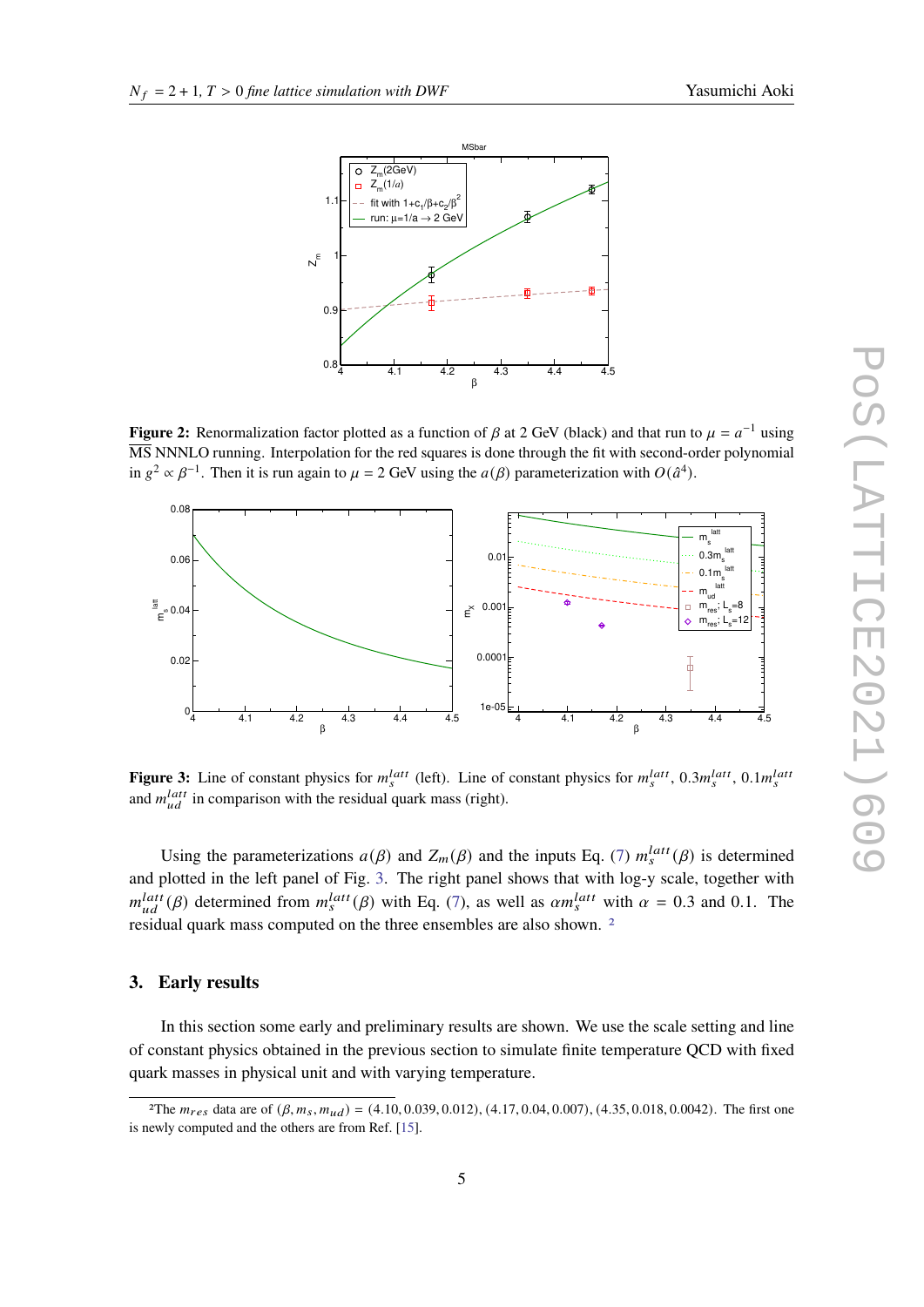**Figure 2:** Renormalization factor plotted as a function of $\beta$ at 2 GeV (black) and that run to $\mu = a^{-1}$ using $\overline{\rm MS}$ NNLO running. Interpolation for the red squares is done through the fit with second-order polynomial in $g^2 \propto \beta^{-1}$. Then it is run again to $\mu = 2$ GeV using the $a(\beta)$ parameterization with $O(\hat{a}^4)$.

**Figure 3:** Line of constant physics for $m_s^{latt}$ (left). Line of constant physics for $m_s^{latt}$, $0.3m_s^{latt}$, $0.1m_s^{latt}$ and $m_{ud}^{latt}$ in comparison with the residual quark mass (right).

Using the parameterizations $a(\beta)$ and $Z_m(\beta)$ and the inputs Eq. (7) $m_s^{latt}(\beta)$ is determined and plotted in the left panel of Fig. 3. The right panel shows that with log-y scale, together with $m_{ud}^{latt}(\beta)$ determined from $m_s^{latt}(\beta)$ with Eq. (7), as well as $\alpha m_s^{latt}$ with $\alpha = 0.3$ and 0.1. The residual quark mass computed on the three ensembles are also shown. [2]

## 3. Early results

In this section some early and preliminary results are shown. We use the scale setting and line of constant physics obtained in the previous section to simulate finite temperature QCD with fixed quark masses in physical unit and with varying temperature.

[2] The $m_{res}$ data are of $(\beta, m_s, m_{ud}) = (4.10, 0.039, 0.012), (4.17, 0.04, 0.007), (4.35, 0.018, 0.0042)$. The first one is newly computed and the others are from Ref. [15].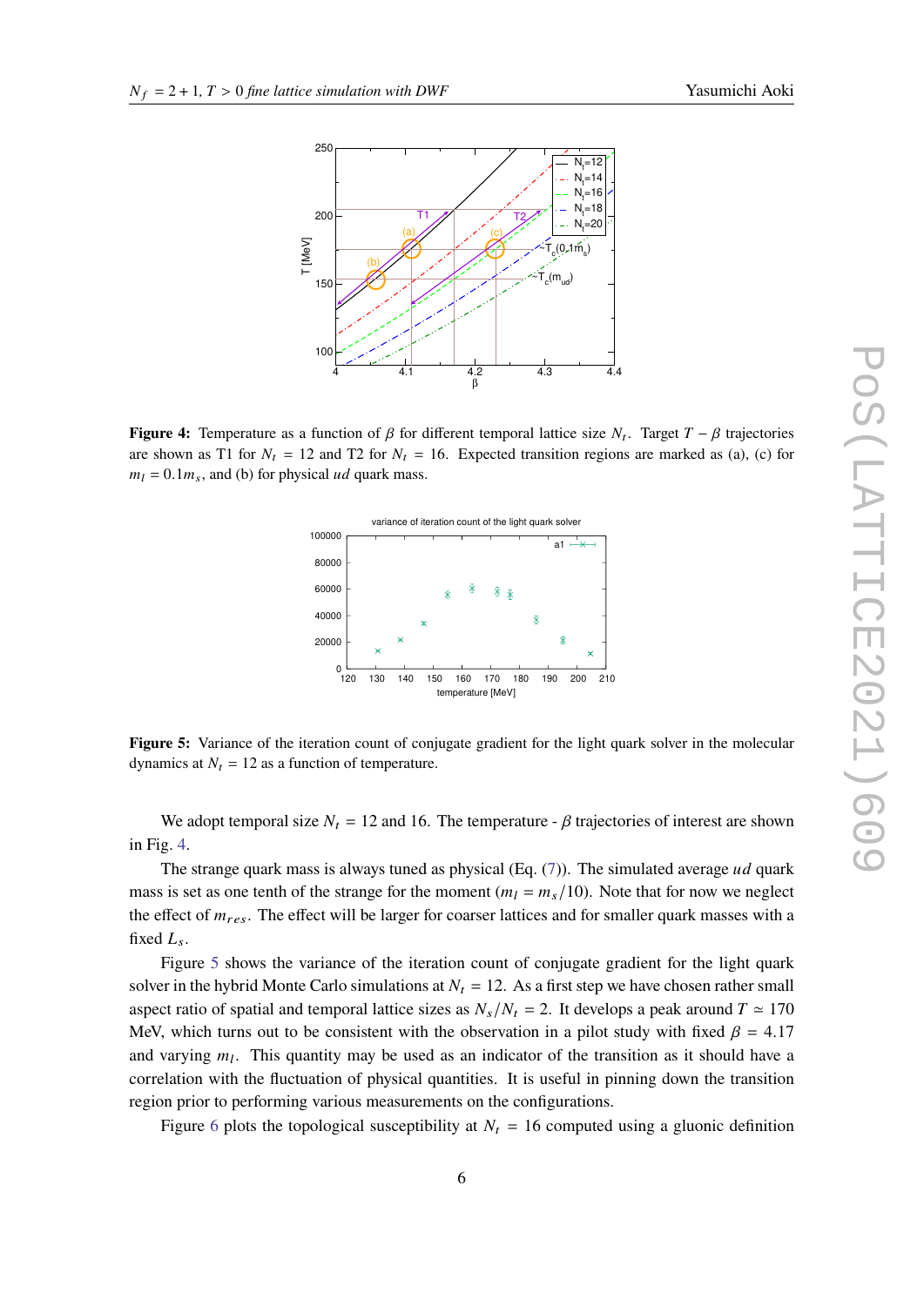**Figure 4:** Temperature as a function of $\beta$ for different temporal lattice size $N_t$. Target $T-\beta$ trajectories are shown as T1 for $N_t = 12$ and T2 for $N_t = 16$. Expected transition regions are marked as (a), (c) for $m_l = 0.1m_s$, and (b) for physical $ud$ quark mass.

**Figure 5:** Variance of the iteration count of conjugate gradient for the light quark solver in the molecular dynamics at $N_t = 12$ as a function of temperature.

We adopt temporal size $N_t = 12$ and 16. The temperature - $\beta$ trajectories of interest are shown in Fig. 4.

The strange quark mass is always tuned as physical (Eq. (7)). The simulated average $ud$ quark mass is set as one tenth of the strange for the moment ($m_l = m_s/10$). Note that for now we neglect the effect of $m_{res}$. The effect will be larger for coarser lattices and for smaller quark masses with a fixed $L_s$.

Figure 5 shows the variance of the iteration count of conjugate gradient for the light quark solver in the hybrid Monte Carlo simulations at $N_t = 12$. As a first step we have chosen rather small aspect ratio of spatial and temporal lattice sizes as $N_s/N_t = 2$. It develops a peak around $T \simeq 170$ MeV, which turns out to be consistent with the observation in a pilot study with fixed $\beta = 4.17$ and varying $m_l$. This quantity may be used as an indicator of the transition as it should have a correlation with the fluctuation of physical quantities. It is useful in pinning down the transition region prior to performing various measurements on the configurations.

Figure 6 plots the topological susceptibility at $N_t = 16$ computed using a gluonic definition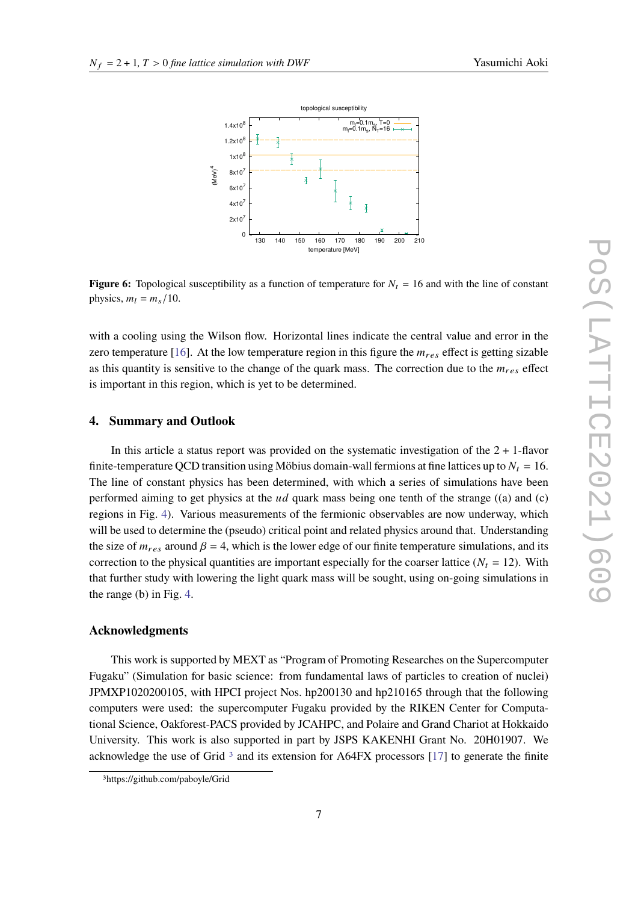**Figure 6:** Topological susceptibility as a function of temperature for $N_t = 16$ and with the line of constant physics, $m_l = m_s/10$.

with a cooling using the Wilson flow. Horizontal lines indicate the central value and error in the zero temperature [16]. At the low temperature region in this figure the $m_{res}$ effect is getting sizable as this quantity is sensitive to the change of the quark mass. The correction due to the $m_{res}$ effect is important in this region, which is yet to be determined.

## 4. Summary and Outlook

In this article a status report was provided on the systematic investigation of the 2 + 1-flavor finite-temperature QCD transition using Möbius domain-wall fermions at fine lattices up to $N_t = 16$. The line of constant physics has been determined, with which a series of simulations have been performed aiming to get physics at the $ud$ quark mass being one tenth of the strange ((a) and (c) regions in Fig. 4). Various measurements of the fermionic observables are now underway, which will be used to determine the (pseudo) critical point and related physics around that. Understanding the size of $m_{res}$ around $\beta = 4$, which is the lower edge of our finite temperature simulations, and its correction to the physical quantities are important especially for the coarser lattice ($N_t = 12$). With that further study with lowering the light quark mass will be sought, using on-going simulations in the range (b) in Fig. 4.

### Acknowledgments

This work is supported by MEXT as "Program of Promoting Researches on the Supercomputer Fugaku" (Simulation for basic science: from fundamental laws of particles to creation of nuclei) JPMXP1020200105, with HPCI project Nos. hp200130 and hp210165 through that the following computers were used: the supercomputer Fugaku provided by the RIKEN Center for Computational Science, Oakforest-PACS provided by JCAHPC, and Polaire and Grand Chariot at Hokkaido University. This work is also supported in part by JSPS KAKENHI Grant No. 20H01907. We acknowledge the use of Grid [3] and its extension for A64FX processors [17] to generate the finite

[3] https://github.com/paboyle/Grid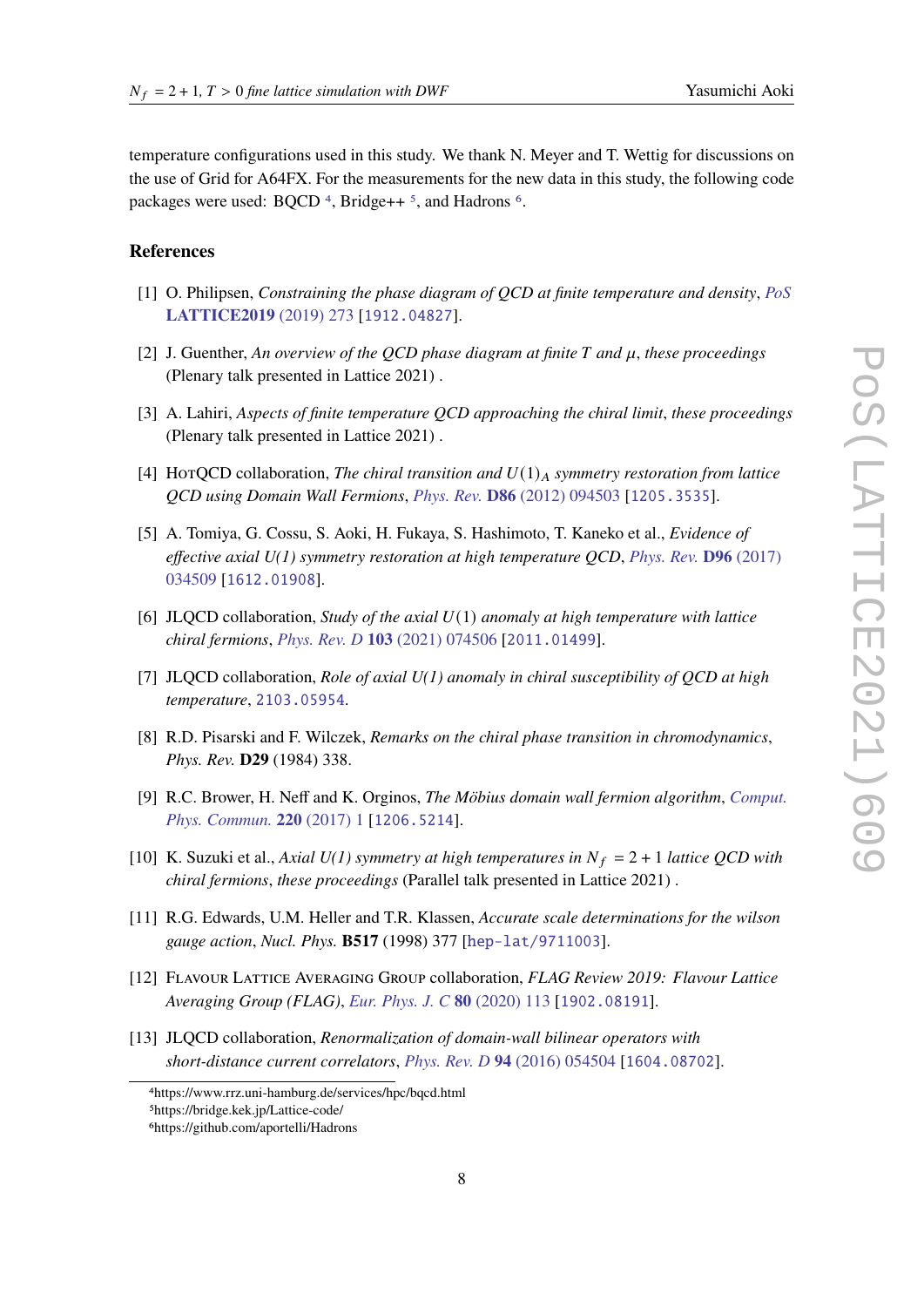temperature configurations used in this study. We thank N. Meyer and T. Wettig for discussions on the use of Grid for A64FX. For the measurements for the new data in this study, the following code packages were used: BQCD [4], Bridge++ [5], and Hadrons [6].

## References

[1] O. Philipsen, *Constraining the phase diagram of QCD at finite temperature and density*, *PoS* **LATTICE2019** (2019) 273 [1912.04827].

[2] J. Guenther, *An overview of the QCD phase diagram at finite T and $\mu$*, *these proceedings* (Plenary talk presented in Lattice 2021) .

[3] A. Lahiri, *Aspects of finite temperature QCD approaching the chiral limit*, *these proceedings* (Plenary talk presented in Lattice 2021) .

[4] HotQCD collaboration, *The chiral transition and $U(1)_A$ symmetry restoration from lattice QCD using Domain Wall Fermions*, *Phys. Rev.* **D86** (2012) 094503 [1205.3535].

[5] A. Tomiya, G. Cossu, S. Aoki, H. Fukaya, S. Hashimoto, T. Kaneko et al., *Evidence of effective axial U(1) symmetry restoration at high temperature QCD*, *Phys. Rev.* **D96** (2017) 034509 [1612.01908].

[6] JLQCD collaboration, *Study of the axial $U(1)$ anomaly at high temperature with lattice chiral fermions*, *Phys. Rev. D* **103** (2021) 074506 [2011.01499].

[7] JLQCD collaboration, *Role of axial U(1) anomaly in chiral susceptibility of QCD at high temperature*, 2103.05954.

[8] R.D. Pisarski and F. Wilczek, *Remarks on the chiral phase transition in chromodynamics*, *Phys. Rev.* **D29** (1984) 338.

[9] R.C. Brower, H. Neff and K. Orginos, *The Möbius domain wall fermion algorithm*, *Comput. Phys. Commun.* **220** (2017) 1 [1206.5214].

[10] K. Suzuki et al., *Axial U(1) symmetry at high temperatures in $N_f = 2 + 1$ lattice QCD with chiral fermions*, *these proceedings* (Parallel talk presented in Lattice 2021) .

[11] R.G. Edwards, U.M. Heller and T.R. Klassen, *Accurate scale determinations for the wilson gauge action*, *Nucl. Phys.* **B517** (1998) 377 [hep-lat/9711003].

[12] Flavour Lattice Averaging Group collaboration, *FLAG Review 2019: Flavour Lattice Averaging Group (FLAG)*, *Eur. Phys. J. C* **80** (2020) 113 [1902.08191].

[13] JLQCD collaboration, *Renormalization of domain-wall bilinear operators with short-distance current correlators*, *Phys. Rev. D* **94** (2016) 054504 [1604.08702].

[4] https://www.rrz.uni-hamburg.de/services/hpc/bqcd.html

[5] https://bridge.kek.jp/Lattice-code/

[6] https://github.com/aportelli/Hadrons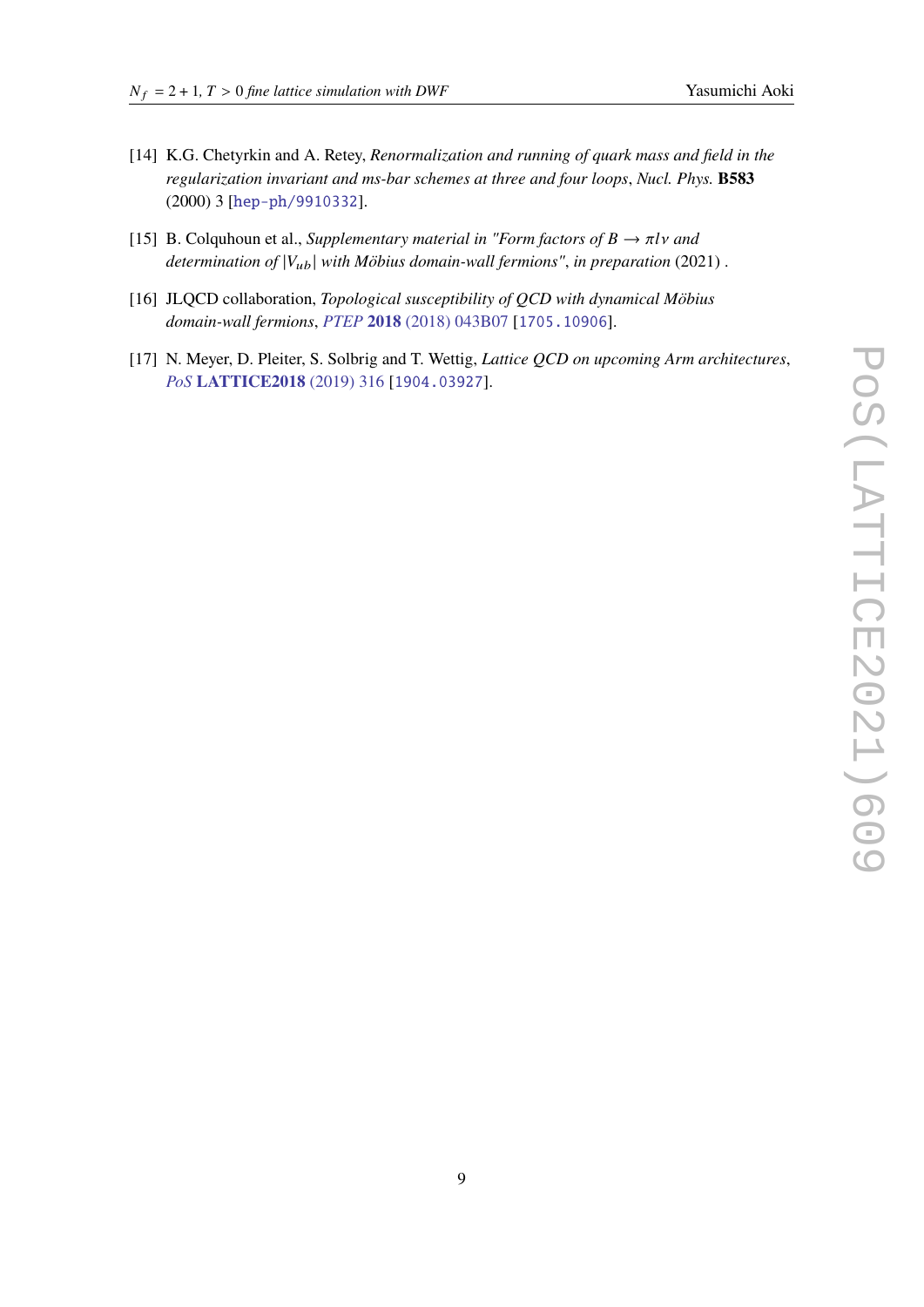[14] K.G. Chetyrkin and A. Retey, *Renormalization and running of quark mass and field in the regularization invariant and ms-bar schemes at three and four loops*, *Nucl. Phys.* **B583** (2000) 3 [hep-ph/9910332].

[15] B. Colquhoun et al., *Supplementary material in "Form factors of $B \to \pi l \nu$ and determination of $|V_{ub}|$ with Möbius domain-wall fermions"*, *in preparation* (2021) .

[16] JLQCD collaboration, *Topological susceptibility of QCD with dynamical Möbius domain-wall fermions*, *PTEP* **2018** (2018) 043B07 [1705.10906].

[17] N. Meyer, D. Pleiter, S. Solbrig and T. Wettig, *Lattice QCD on upcoming Arm architectures*, *PoS* **LATTICE2018** (2019) 316 [1904.03927].